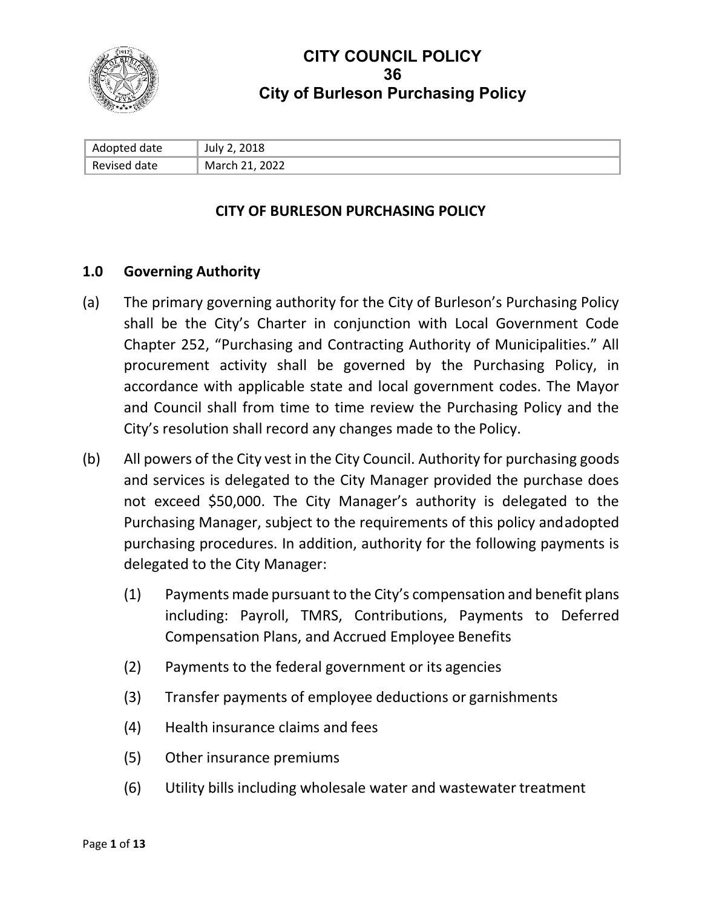# CITY COUNCIL POLICY
# 36
# City of Burleson Purchasing Policy

| Adopted date | July 2, 2018 |
|---|---|
| Revised date | March 21, 2022 |

## CITY OF BURLESON PURCHASING POLICY

### 1.0 Governing Authority

(a) The primary governing authority for the City of Burleson's Purchasing Policy shall be the City's Charter in conjunction with Local Government Code Chapter 252, "Purchasing and Contracting Authority of Municipalities." All procurement activity shall be governed by the Purchasing Policy, in accordance with applicable state and local government codes. The Mayor and Council shall from time to time review the Purchasing Policy and the City's resolution shall record any changes made to the Policy.

(b) All powers of the City vest in the City Council. Authority for purchasing goods and services is delegated to the City Manager provided the purchase does not exceed $50,000. The City Manager's authority is delegated to the Purchasing Manager, subject to the requirements of this policy andadopted purchasing procedures. In addition, authority for the following payments is delegated to the City Manager:

(1) Payments made pursuant to the City's compensation and benefit plans including: Payroll, TMRS, Contributions, Payments to Deferred Compensation Plans, and Accrued Employee Benefits

(2) Payments to the federal government or its agencies

(3) Transfer payments of employee deductions or garnishments

(4) Health insurance claims and fees

(5) Other insurance premiums

(6) Utility bills including wholesale water and wastewater treatment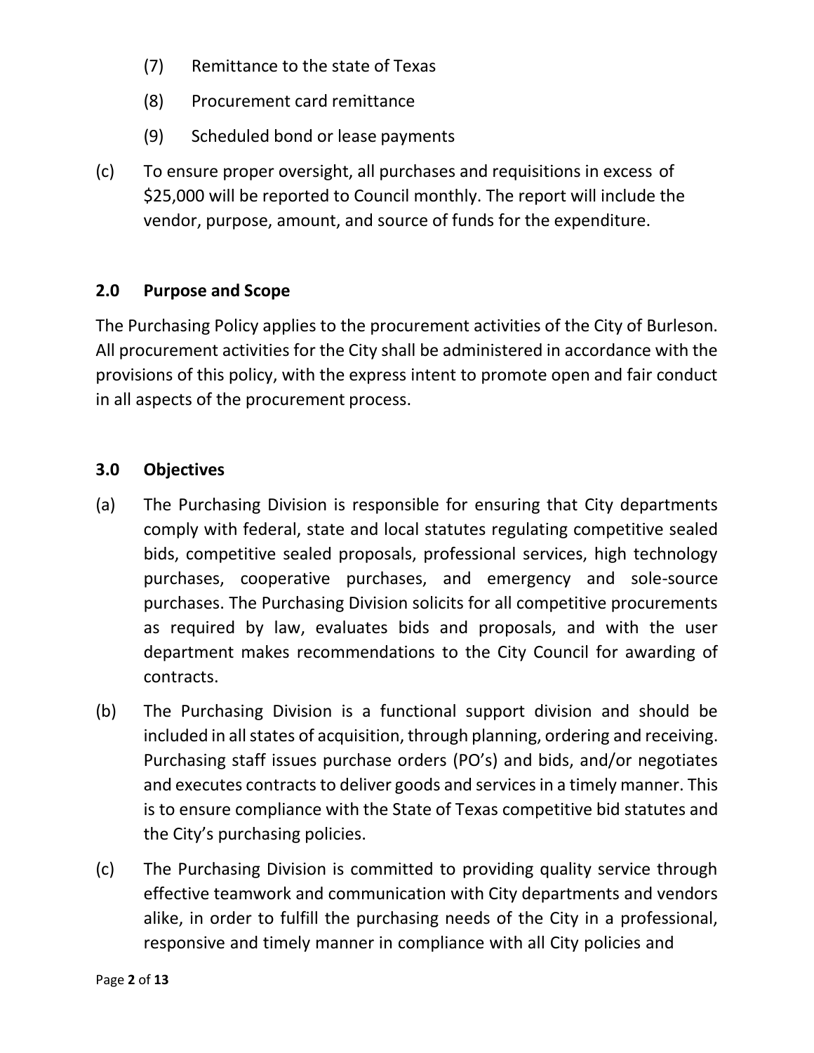(7) Remittance to the state of Texas

(8) Procurement card remittance

(9) Scheduled bond or lease payments

(c) To ensure proper oversight, all purchases and requisitions in excess of $25,000 will be reported to Council monthly. The report will include the vendor, purpose, amount, and source of funds for the expenditure.

## 2.0 Purpose and Scope

The Purchasing Policy applies to the procurement activities of the City of Burleson. All procurement activities for the City shall be administered in accordance with the provisions of this policy, with the express intent to promote open and fair conduct in all aspects of the procurement process.

## 3.0 Objectives

(a) The Purchasing Division is responsible for ensuring that City departments comply with federal, state and local statutes regulating competitive sealed bids, competitive sealed proposals, professional services, high technology purchases, cooperative purchases, and emergency and sole-source purchases. The Purchasing Division solicits for all competitive procurements as required by law, evaluates bids and proposals, and with the user department makes recommendations to the City Council for awarding of contracts.

(b) The Purchasing Division is a functional support division and should be included in all states of acquisition, through planning, ordering and receiving. Purchasing staff issues purchase orders (PO's) and bids, and/or negotiates and executes contracts to deliver goods and services in a timely manner. This is to ensure compliance with the State of Texas competitive bid statutes and the City's purchasing policies.

(c) The Purchasing Division is committed to providing quality service through effective teamwork and communication with City departments and vendors alike, in order to fulfill the purchasing needs of the City in a professional, responsive and timely manner in compliance with all City policies and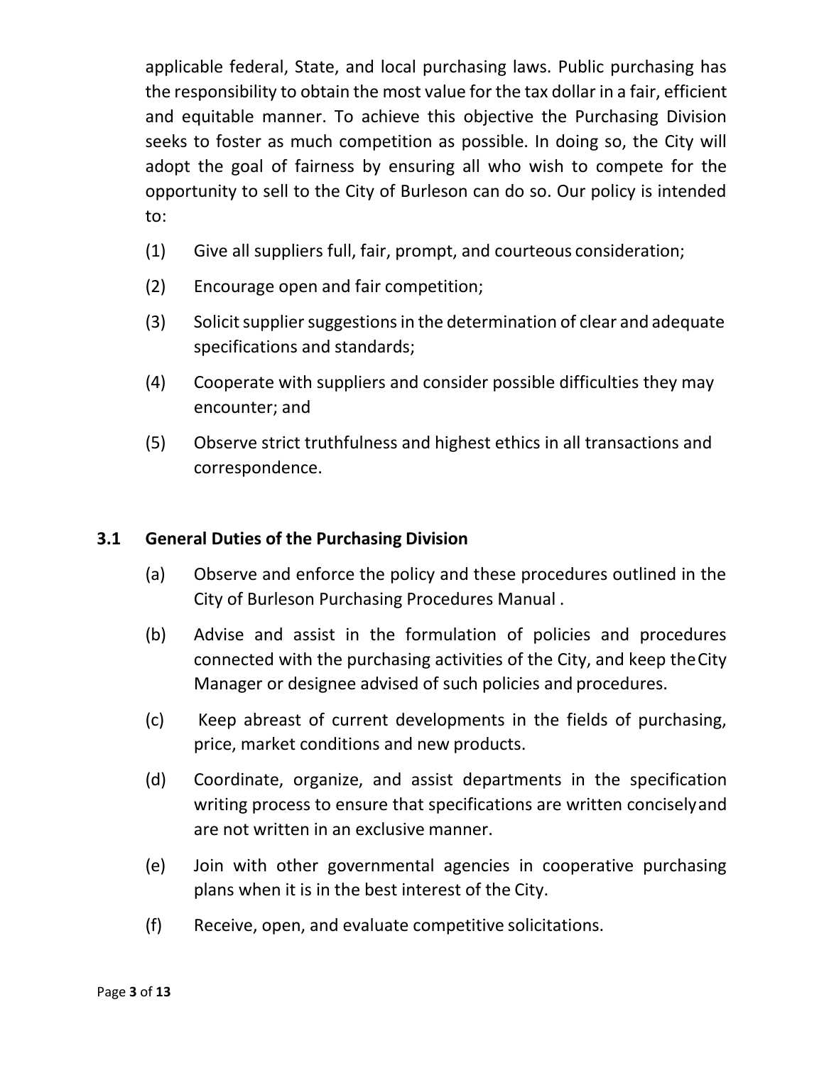applicable federal, State, and local purchasing laws. Public purchasing has the responsibility to obtain the most value for the tax dollar in a fair, efficient and equitable manner. To achieve this objective the Purchasing Division seeks to foster as much competition as possible. In doing so, the City will adopt the goal of fairness by ensuring all who wish to compete for the opportunity to sell to the City of Burleson can do so. Our policy is intended to:

(1) Give all suppliers full, fair, prompt, and courteous consideration;

(2) Encourage open and fair competition;

(3) Solicit supplier suggestions in the determination of clear and adequate specifications and standards;

(4) Cooperate with suppliers and consider possible difficulties they may encounter; and

(5) Observe strict truthfulness and highest ethics in all transactions and correspondence.

## 3.1 General Duties of the Purchasing Division

(a) Observe and enforce the policy and these procedures outlined in the City of Burleson Purchasing Procedures Manual .

(b) Advise and assist in the formulation of policies and procedures connected with the purchasing activities of the City, and keep the City Manager or designee advised of such policies and procedures.

(c) Keep abreast of current developments in the fields of purchasing, price, market conditions and new products.

(d) Coordinate, organize, and assist departments in the specification writing process to ensure that specifications are written concisely and are not written in an exclusive manner.

(e) Join with other governmental agencies in cooperative purchasing plans when it is in the best interest of the City.

(f) Receive, open, and evaluate competitive solicitations.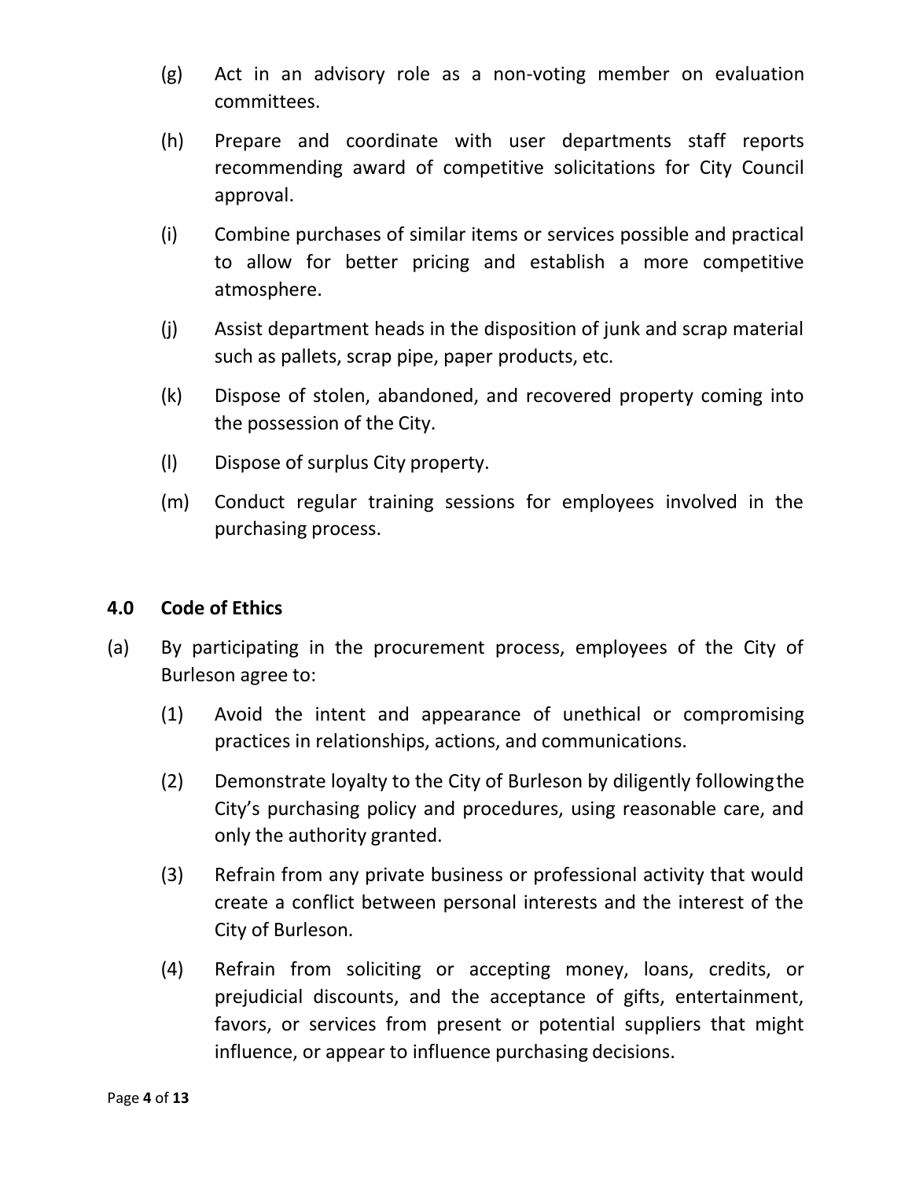(g) Act in an advisory role as a non-voting member on evaluation committees.

(h) Prepare and coordinate with user departments staff reports recommending award of competitive solicitations for City Council approval.

(i) Combine purchases of similar items or services possible and practical to allow for better pricing and establish a more competitive atmosphere.

(j) Assist department heads in the disposition of junk and scrap material such as pallets, scrap pipe, paper products, etc.

(k) Dispose of stolen, abandoned, and recovered property coming into the possession of the City.

(l) Dispose of surplus City property.

(m) Conduct regular training sessions for employees involved in the purchasing process.

## 4.0 Code of Ethics

(a) By participating in the procurement process, employees of the City of Burleson agree to:

(1) Avoid the intent and appearance of unethical or compromising practices in relationships, actions, and communications.

(2) Demonstrate loyalty to the City of Burleson by diligently following the City's purchasing policy and procedures, using reasonable care, and only the authority granted.

(3) Refrain from any private business or professional activity that would create a conflict between personal interests and the interest of the City of Burleson.

(4) Refrain from soliciting or accepting money, loans, credits, or prejudicial discounts, and the acceptance of gifts, entertainment, favors, or services from present or potential suppliers that might influence, or appear to influence purchasing decisions.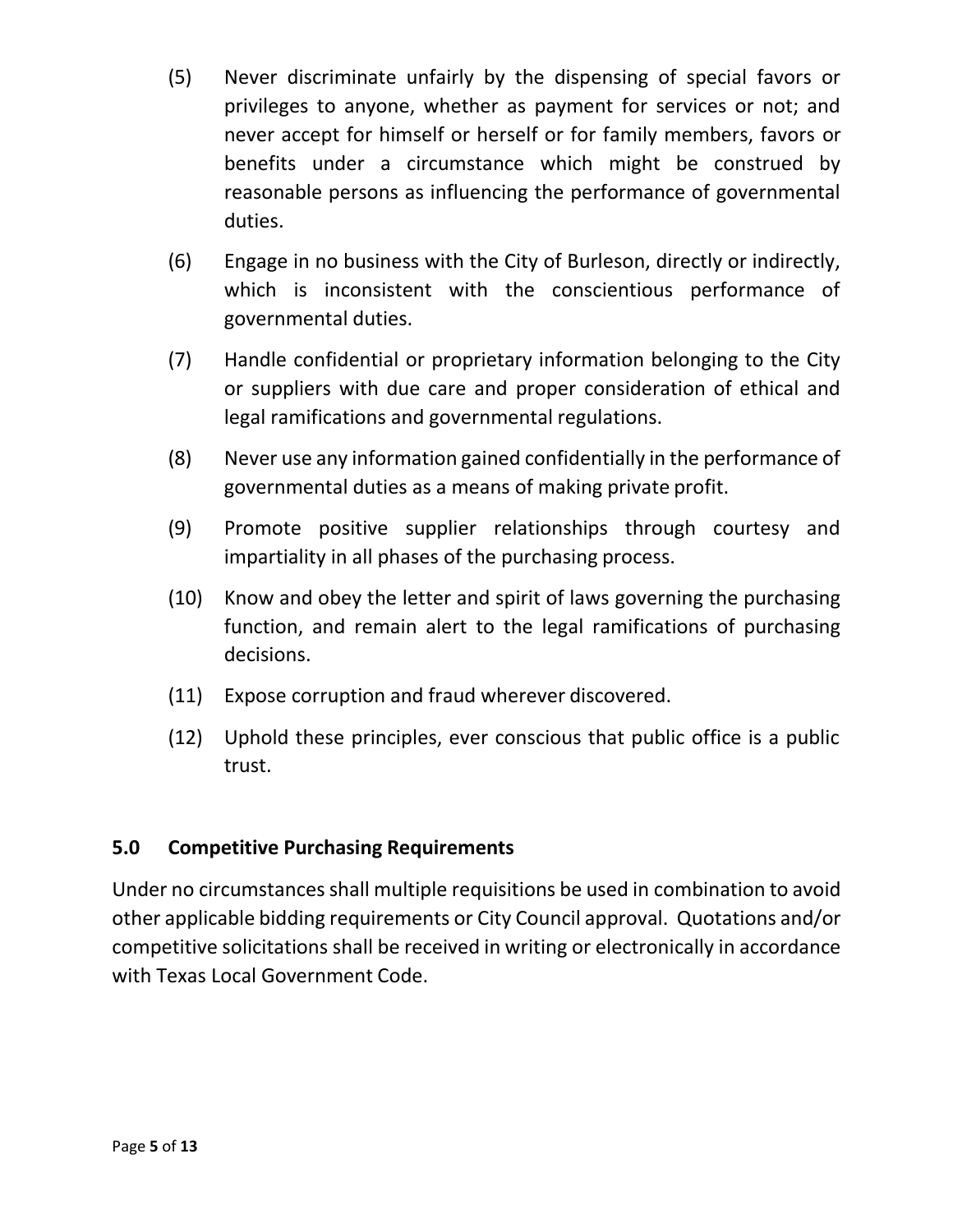(5) Never discriminate unfairly by the dispensing of special favors or privileges to anyone, whether as payment for services or not; and never accept for himself or herself or for family members, favors or benefits under a circumstance which might be construed by reasonable persons as influencing the performance of governmental duties.

(6) Engage in no business with the City of Burleson, directly or indirectly, which is inconsistent with the conscientious performance of governmental duties.

(7) Handle confidential or proprietary information belonging to the City or suppliers with due care and proper consideration of ethical and legal ramifications and governmental regulations.

(8) Never use any information gained confidentially in the performance of governmental duties as a means of making private profit.

(9) Promote positive supplier relationships through courtesy and impartiality in all phases of the purchasing process.

(10) Know and obey the letter and spirit of laws governing the purchasing function, and remain alert to the legal ramifications of purchasing decisions.

(11) Expose corruption and fraud wherever discovered.

(12) Uphold these principles, ever conscious that public office is a public trust.

## 5.0 Competitive Purchasing Requirements

Under no circumstances shall multiple requisitions be used in combination to avoid other applicable bidding requirements or City Council approval. Quotations and/or competitive solicitations shall be received in writing or electronically in accordance with Texas Local Government Code.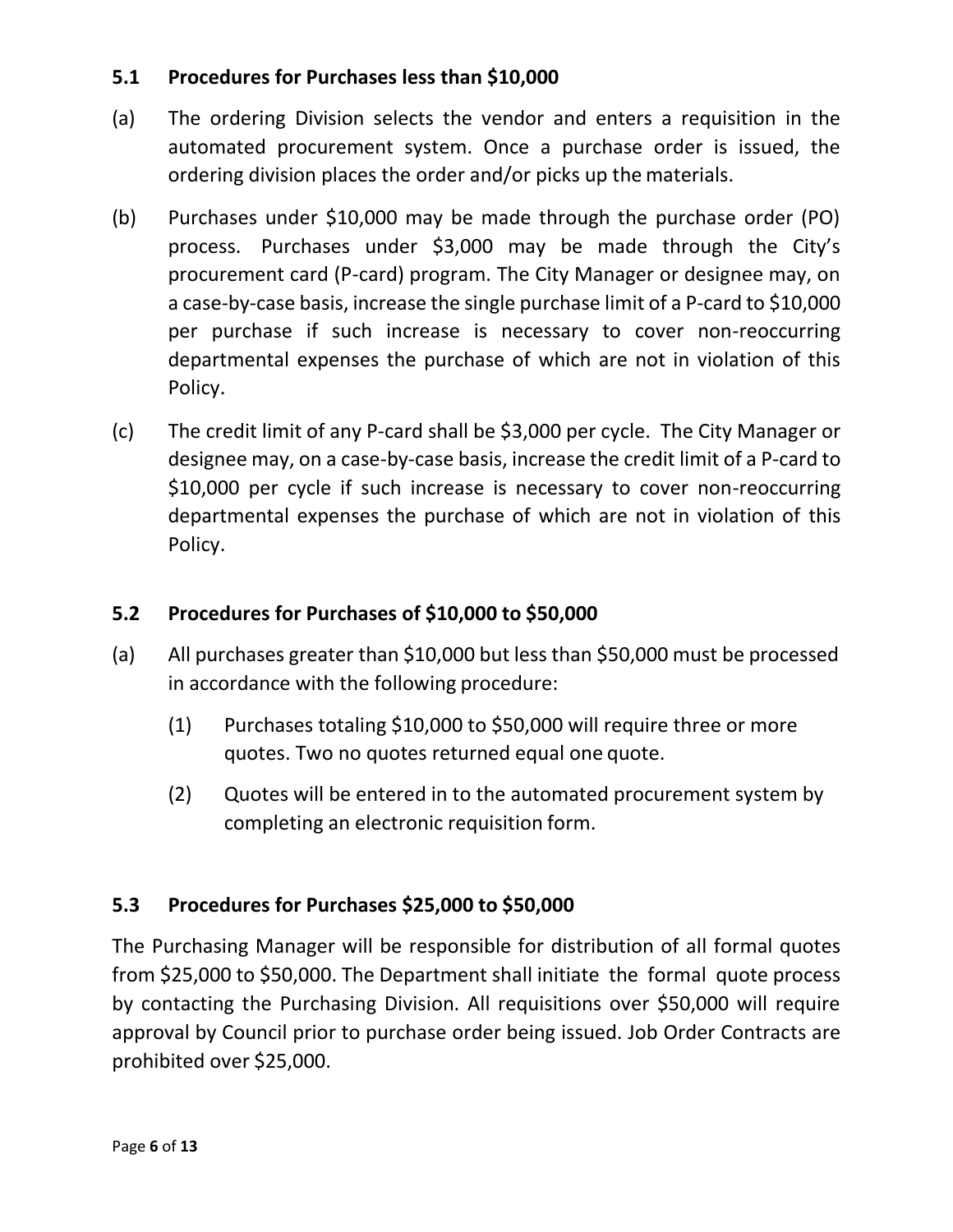### 5.1 Procedures for Purchases less than $10,000

(a) The ordering Division selects the vendor and enters a requisition in the automated procurement system. Once a purchase order is issued, the ordering division places the order and/or picks up the materials.

(b) Purchases under $10,000 may be made through the purchase order (PO) process. Purchases under $3,000 may be made through the City's procurement card (P-card) program. The City Manager or designee may, on a case-by-case basis, increase the single purchase limit of a P-card to $10,000 per purchase if such increase is necessary to cover non-reoccurring departmental expenses the purchase of which are not in violation of this Policy.

(c) The credit limit of any P-card shall be $3,000 per cycle. The City Manager or designee may, on a case-by-case basis, increase the credit limit of a P-card to $10,000 per cycle if such increase is necessary to cover non-reoccurring departmental expenses the purchase of which are not in violation of this Policy.

### 5.2 Procedures for Purchases of $10,000 to $50,000

(a) All purchases greater than $10,000 but less than $50,000 must be processed in accordance with the following procedure:

   (1) Purchases totaling $10,000 to $50,000 will require three or more quotes. Two no quotes returned equal one quote.

   (2) Quotes will be entered in to the automated procurement system by completing an electronic requisition form.

### 5.3 Procedures for Purchases $25,000 to $50,000

The Purchasing Manager will be responsible for distribution of all formal quotes from $25,000 to $50,000. The Department shall initiate the formal quote process by contacting the Purchasing Division. All requisitions over $50,000 will require approval by Council prior to purchase order being issued. Job Order Contracts are prohibited over $25,000.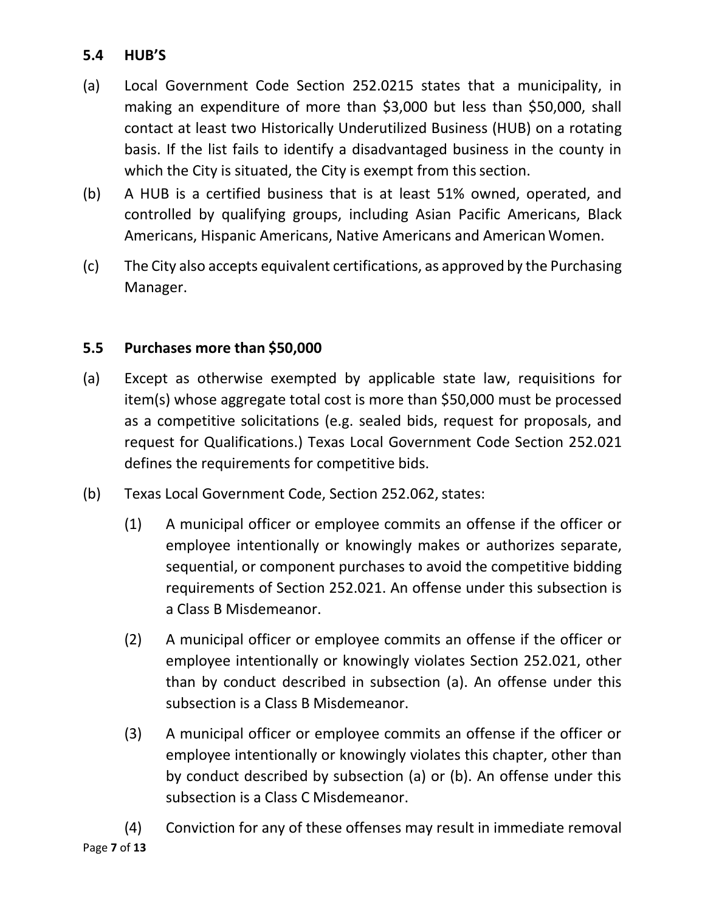## 5.4 HUB'S

(a) Local Government Code Section 252.0215 states that a municipality, in making an expenditure of more than $3,000 but less than $50,000, shall contact at least two Historically Underutilized Business (HUB) on a rotating basis. If the list fails to identify a disadvantaged business in the county in which the City is situated, the City is exempt from this section.

(b) A HUB is a certified business that is at least 51% owned, operated, and controlled by qualifying groups, including Asian Pacific Americans, Black Americans, Hispanic Americans, Native Americans and American Women.

(c) The City also accepts equivalent certifications, as approved by the Purchasing Manager.

## 5.5 Purchases more than $50,000

(a) Except as otherwise exempted by applicable state law, requisitions for item(s) whose aggregate total cost is more than $50,000 must be processed as a competitive solicitations (e.g. sealed bids, request for proposals, and request for Qualifications.) Texas Local Government Code Section 252.021 defines the requirements for competitive bids.

(b) Texas Local Government Code, Section 252.062, states:

   (1) A municipal officer or employee commits an offense if the officer or employee intentionally or knowingly makes or authorizes separate, sequential, or component purchases to avoid the competitive bidding requirements of Section 252.021. An offense under this subsection is a Class B Misdemeanor.

   (2) A municipal officer or employee commits an offense if the officer or employee intentionally or knowingly violates Section 252.021, other than by conduct described in subsection (a). An offense under this subsection is a Class B Misdemeanor.

   (3) A municipal officer or employee commits an offense if the officer or employee intentionally or knowingly violates this chapter, other than by conduct described by subsection (a) or (b). An offense under this subsection is a Class C Misdemeanor.

   (4) Conviction for any of these offenses may result in immediate removal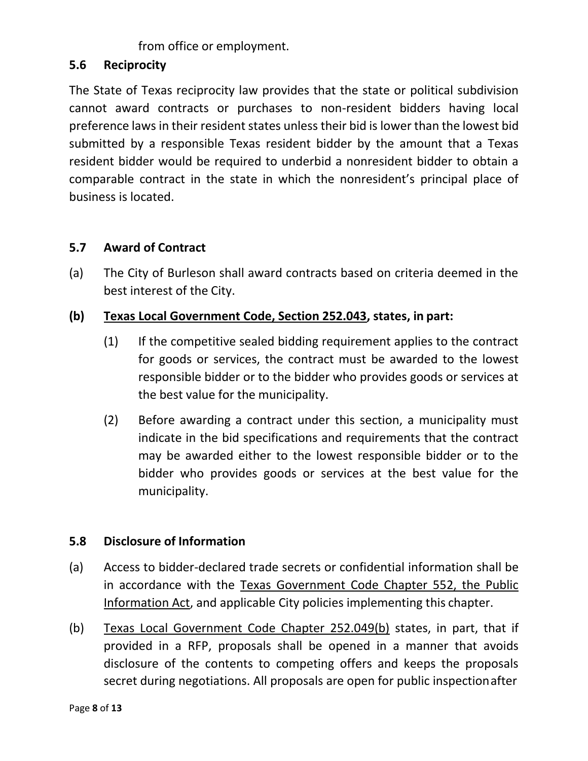from office or employment.

## 5.6 Reciprocity

The State of Texas reciprocity law provides that the state or political subdivision cannot award contracts or purchases to non-resident bidders having local preference laws in their resident states unless their bid is lower than the lowest bid submitted by a responsible Texas resident bidder by the amount that a Texas resident bidder would be required to underbid a nonresident bidder to obtain a comparable contract in the state in which the nonresident's principal place of business is located.

## 5.7 Award of Contract

(a) The City of Burleson shall award contracts based on criteria deemed in the best interest of the City.

**(b) Texas Local Government Code, Section 252.043, states, in part:**

(1) If the competitive sealed bidding requirement applies to the contract for goods or services, the contract must be awarded to the lowest responsible bidder or to the bidder who provides goods or services at the best value for the municipality.

(2) Before awarding a contract under this section, a municipality must indicate in the bid specifications and requirements that the contract may be awarded either to the lowest responsible bidder or to the bidder who provides goods or services at the best value for the municipality.

## 5.8 Disclosure of Information

(a) Access to bidder-declared trade secrets or confidential information shall be in accordance with the Texas Government Code Chapter 552, the Public Information Act, and applicable City policies implementing this chapter.

(b) Texas Local Government Code Chapter 252.049(b) states, in part, that if provided in a RFP, proposals shall be opened in a manner that avoids disclosure of the contents to competing offers and keeps the proposals secret during negotiations. All proposals are open for public inspection after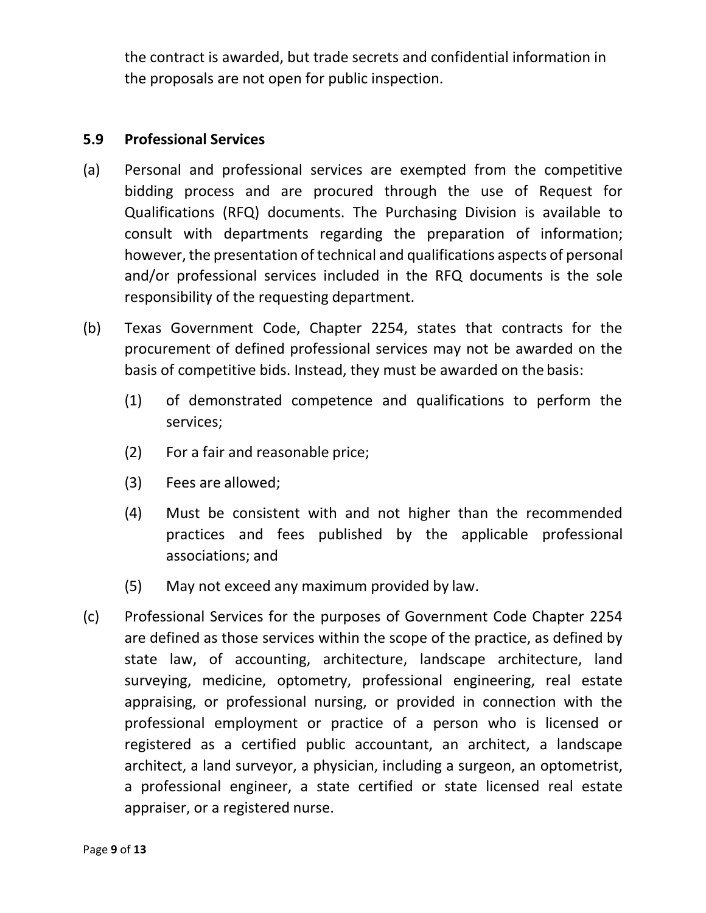the contract is awarded, but trade secrets and confidential information in the proposals are not open for public inspection.

### 5.9 Professional Services

(a) Personal and professional services are exempted from the competitive bidding process and are procured through the use of Request for Qualifications (RFQ) documents. The Purchasing Division is available to consult with departments regarding the preparation of information; however, the presentation of technical and qualifications aspects of personal and/or professional services included in the RFQ documents is the sole responsibility of the requesting department.

(b) Texas Government Code, Chapter 2254, states that contracts for the procurement of defined professional services may not be awarded on the basis of competitive bids. Instead, they must be awarded on the basis:

 (1) of demonstrated competence and qualifications to perform the services;

 (2) For a fair and reasonable price;

 (3) Fees are allowed;

 (4) Must be consistent with and not higher than the recommended practices and fees published by the applicable professional associations; and

 (5) May not exceed any maximum provided by law.

(c) Professional Services for the purposes of Government Code Chapter 2254 are defined as those services within the scope of the practice, as defined by state law, of accounting, architecture, landscape architecture, land surveying, medicine, optometry, professional engineering, real estate appraising, or professional nursing, or provided in connection with the professional employment or practice of a person who is licensed or registered as a certified public accountant, an architect, a landscape architect, a land surveyor, a physician, including a surgeon, an optometrist, a professional engineer, a state certified or state licensed real estate appraiser, or a registered nurse.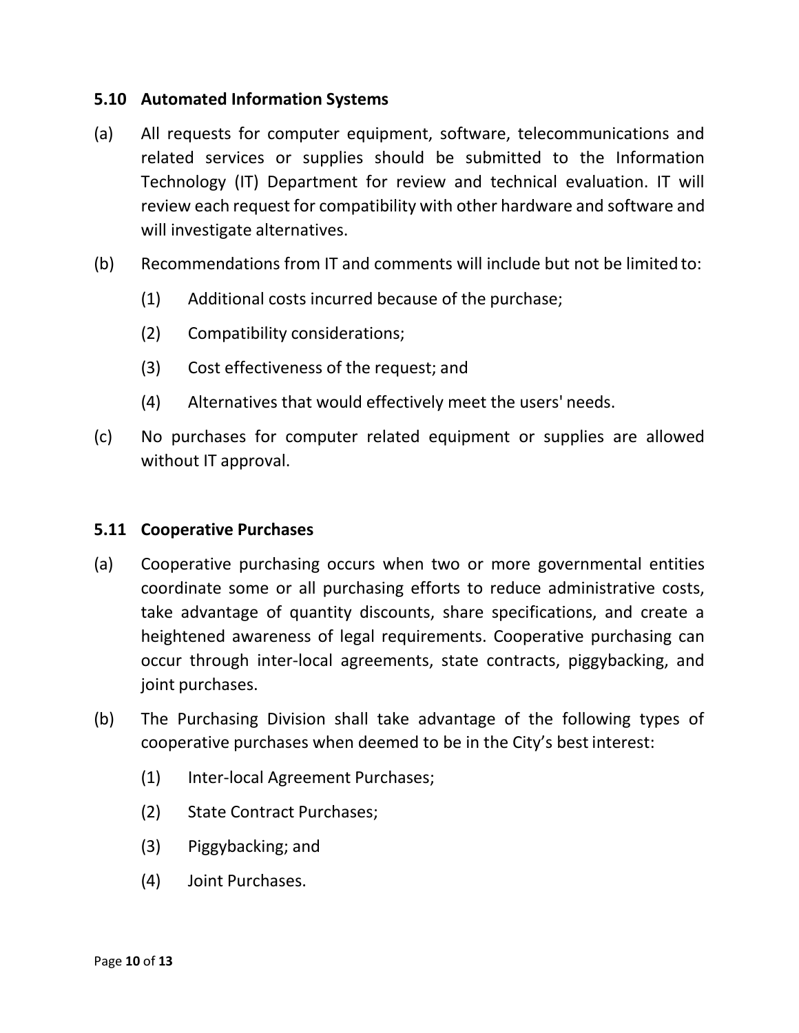### 5.10 Automated Information Systems

(a) All requests for computer equipment, software, telecommunications and related services or supplies should be submitted to the Information Technology (IT) Department for review and technical evaluation. IT will review each request for compatibility with other hardware and software and will investigate alternatives.

(b) Recommendations from IT and comments will include but not be limited to:

  (1) Additional costs incurred because of the purchase;

  (2) Compatibility considerations;

  (3) Cost effectiveness of the request; and

  (4) Alternatives that would effectively meet the users' needs.

(c) No purchases for computer related equipment or supplies are allowed without IT approval.

### 5.11 Cooperative Purchases

(a) Cooperative purchasing occurs when two or more governmental entities coordinate some or all purchasing efforts to reduce administrative costs, take advantage of quantity discounts, share specifications, and create a heightened awareness of legal requirements. Cooperative purchasing can occur through inter-local agreements, state contracts, piggybacking, and joint purchases.

(b) The Purchasing Division shall take advantage of the following types of cooperative purchases when deemed to be in the City's best interest:

  (1) Inter-local Agreement Purchases;

  (2) State Contract Purchases;

  (3) Piggybacking; and

  (4) Joint Purchases.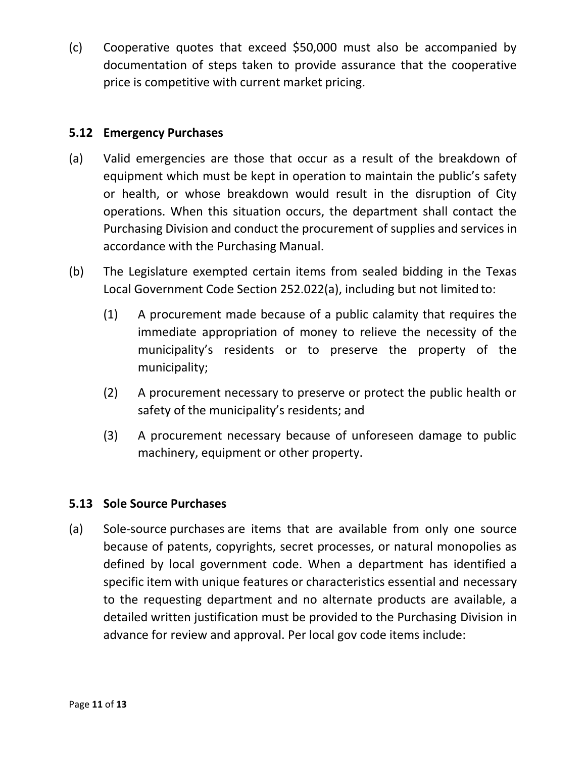(c) Cooperative quotes that exceed $50,000 must also be accompanied by documentation of steps taken to provide assurance that the cooperative price is competitive with current market pricing.

### 5.12 Emergency Purchases

(a) Valid emergencies are those that occur as a result of the breakdown of equipment which must be kept in operation to maintain the public's safety or health, or whose breakdown would result in the disruption of City operations. When this situation occurs, the department shall contact the Purchasing Division and conduct the procurement of supplies and services in accordance with the Purchasing Manual.

(b) The Legislature exempted certain items from sealed bidding in the Texas Local Government Code Section 252.022(a), including but not limited to:

   (1) A procurement made because of a public calamity that requires the immediate appropriation of money to relieve the necessity of the municipality's residents or to preserve the property of the municipality;

   (2) A procurement necessary to preserve or protect the public health or safety of the municipality's residents; and

   (3) A procurement necessary because of unforeseen damage to public machinery, equipment or other property.

### 5.13 Sole Source Purchases

(a) Sole-source purchases are items that are available from only one source because of patents, copyrights, secret processes, or natural monopolies as defined by local government code. When a department has identified a specific item with unique features or characteristics essential and necessary to the requesting department and no alternate products are available, a detailed written justification must be provided to the Purchasing Division in advance for review and approval. Per local gov code items include: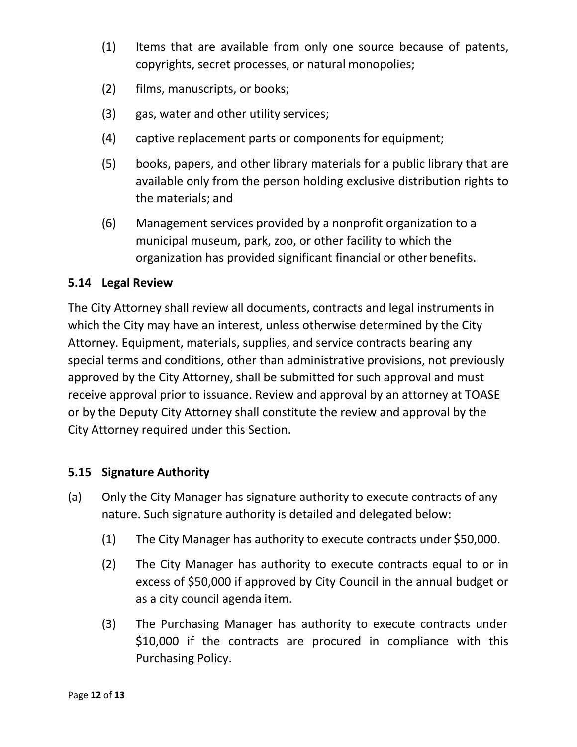(1) Items that are available from only one source because of patents, copyrights, secret processes, or natural monopolies;

(2) films, manuscripts, or books;

(3) gas, water and other utility services;

(4) captive replacement parts or components for equipment;

(5) books, papers, and other library materials for a public library that are available only from the person holding exclusive distribution rights to the materials; and

(6) Management services provided by a nonprofit organization to a municipal museum, park, zoo, or other facility to which the organization has provided significant financial or other benefits.

### 5.14 Legal Review

The City Attorney shall review all documents, contracts and legal instruments in which the City may have an interest, unless otherwise determined by the City Attorney. Equipment, materials, supplies, and service contracts bearing any special terms and conditions, other than administrative provisions, not previously approved by the City Attorney, shall be submitted for such approval and must receive approval prior to issuance. Review and approval by an attorney at TOASE or by the Deputy City Attorney shall constitute the review and approval by the City Attorney required under this Section.

### 5.15 Signature Authority

(a) Only the City Manager has signature authority to execute contracts of any nature. Such signature authority is detailed and delegated below:

(1) The City Manager has authority to execute contracts under $50,000.

(2) The City Manager has authority to execute contracts equal to or in excess of $50,000 if approved by City Council in the annual budget or as a city council agenda item.

(3) The Purchasing Manager has authority to execute contracts under $10,000 if the contracts are procured in compliance with this Purchasing Policy.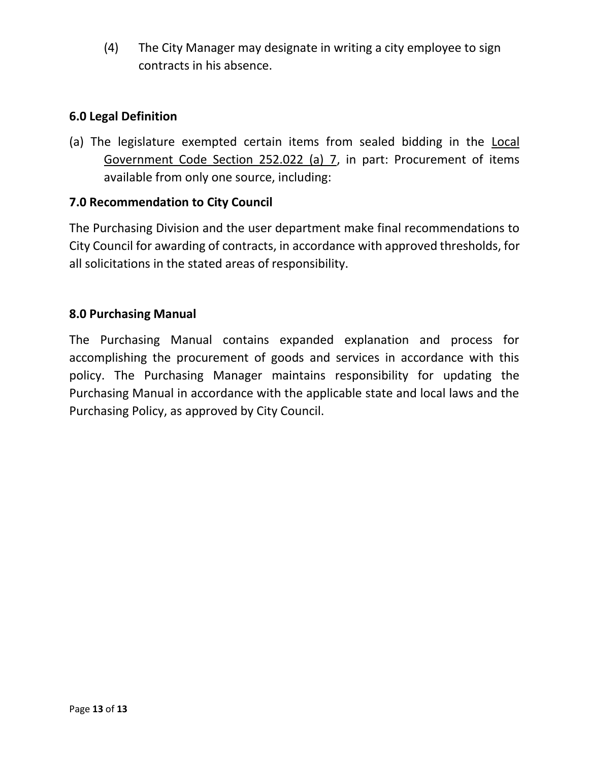(4) The City Manager may designate in writing a city employee to sign contracts in his absence.

## 6.0 Legal Definition

(a) The legislature exempted certain items from sealed bidding in the Local Government Code Section 252.022 (a) 7, in part: Procurement of items available from only one source, including:

## 7.0 Recommendation to City Council

The Purchasing Division and the user department make final recommendations to City Council for awarding of contracts, in accordance with approved thresholds, for all solicitations in the stated areas of responsibility.

## 8.0 Purchasing Manual

The Purchasing Manual contains expanded explanation and process for accomplishing the procurement of goods and services in accordance with this policy. The Purchasing Manager maintains responsibility for updating the Purchasing Manual in accordance with the applicable state and local laws and the Purchasing Policy, as approved by City Council.